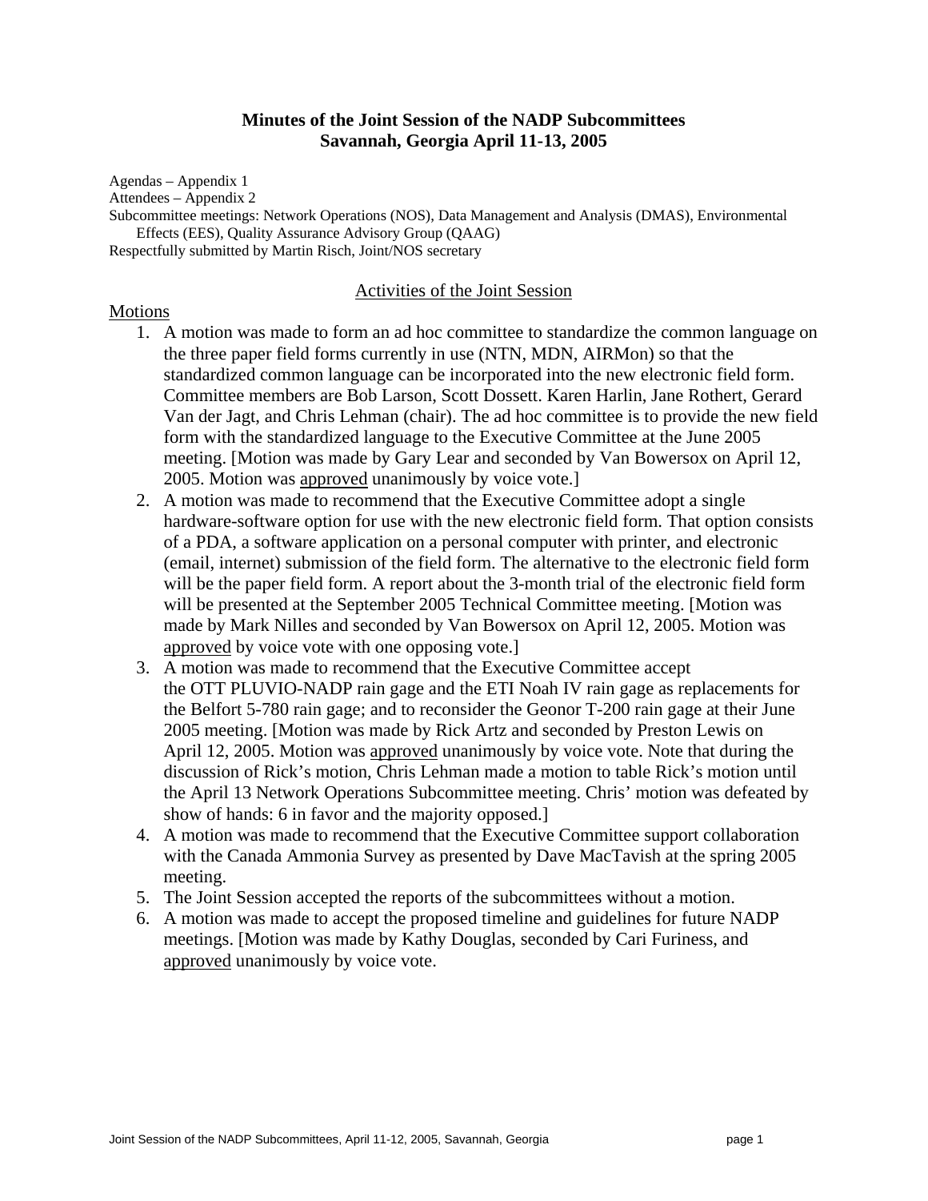# Minutes of the Joint Session of the NADP Subcommittees
## Savannah, Georgia April 11-13, 2005

Agendas – Appendix 1
Attendees – Appendix 2
Subcommittee meetings: Network Operations (NOS), Data Management and Analysis (DMAS), Environmental Effects (EES), Quality Assurance Advisory Group (QAAG)
Respectfully submitted by Martin Risch, Joint/NOS secretary

### Activities of the Joint Session

#### Motions

1. A motion was made to form an ad hoc committee to standardize the common language on the three paper field forms currently in use (NTN, MDN, AIRMon) so that the standardized common language can be incorporated into the new electronic field form. Committee members are Bob Larson, Scott Dossett. Karen Harlin, Jane Rothert, Gerard Van der Jagt, and Chris Lehman (chair). The ad hoc committee is to provide the new field form with the standardized language to the Executive Committee at the June 2005 meeting. [Motion was made by Gary Lear and seconded by Van Bowersox on April 12, 2005. Motion was approved unanimously by voice vote.]
2. A motion was made to recommend that the Executive Committee adopt a single hardware-software option for use with the new electronic field form. That option consists of a PDA, a software application on a personal computer with printer, and electronic (email, internet) submission of the field form. The alternative to the electronic field form will be the paper field form. A report about the 3-month trial of the electronic field form will be presented at the September 2005 Technical Committee meeting. [Motion was made by Mark Nilles and seconded by Van Bowersox on April 12, 2005. Motion was approved by voice vote with one opposing vote.]
3. A motion was made to recommend that the Executive Committee accept the OTT PLUVIO-NADP rain gage and the ETI Noah IV rain gage as replacements for the Belfort 5-780 rain gage; and to reconsider the Geonor T-200 rain gage at their June 2005 meeting. [Motion was made by Rick Artz and seconded by Preston Lewis on April 12, 2005. Motion was approved unanimously by voice vote. Note that during the discussion of Rick's motion, Chris Lehman made a motion to table Rick's motion until the April 13 Network Operations Subcommittee meeting. Chris' motion was defeated by show of hands: 6 in favor and the majority opposed.]
4. A motion was made to recommend that the Executive Committee support collaboration with the Canada Ammonia Survey as presented by Dave MacTavish at the spring 2005 meeting.
5. The Joint Session accepted the reports of the subcommittees without a motion.
6. A motion was made to accept the proposed timeline and guidelines for future NADP meetings. [Motion was made by Kathy Douglas, seconded by Cari Furiness, and approved unanimously by voice vote.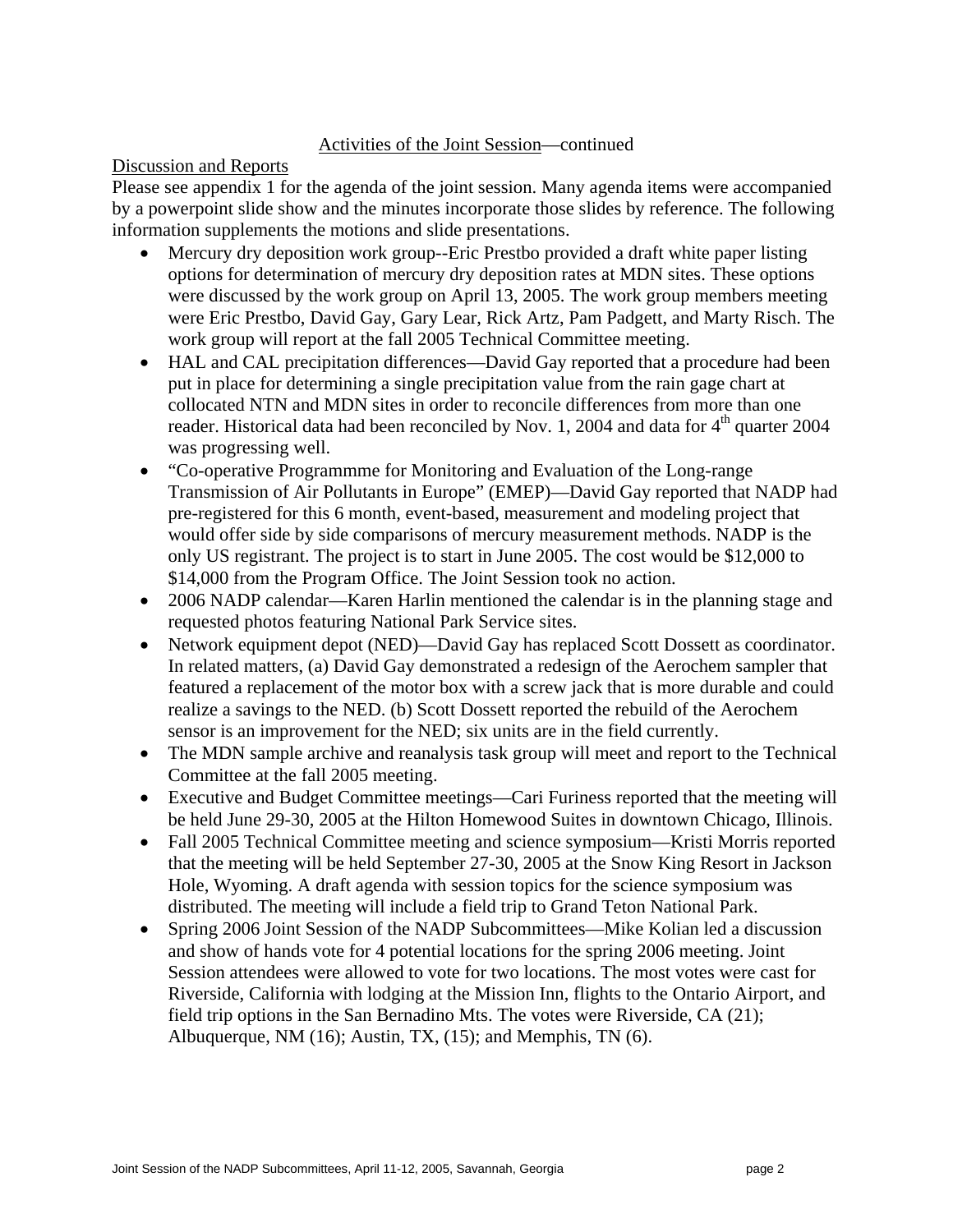Activities of the Joint Session—continued

Discussion and Reports

Please see appendix 1 for the agenda of the joint session. Many agenda items were accompanied by a powerpoint slide show and the minutes incorporate those slides by reference. The following information supplements the motions and slide presentations.

- Mercury dry deposition work group--Eric Prestbo provided a draft white paper listing options for determination of mercury dry deposition rates at MDN sites. These options were discussed by the work group on April 13, 2005. The work group members meeting were Eric Prestbo, David Gay, Gary Lear, Rick Artz, Pam Padgett, and Marty Risch. The work group will report at the fall 2005 Technical Committee meeting.
- HAL and CAL precipitation differences—David Gay reported that a procedure had been put in place for determining a single precipitation value from the rain gage chart at collocated NTN and MDN sites in order to reconcile differences from more than one reader. Historical data had been reconciled by Nov. 1, 2004 and data for 4th quarter 2004 was progressing well.
- "Co-operative Programmme for Monitoring and Evaluation of the Long-range Transmission of Air Pollutants in Europe" (EMEP)—David Gay reported that NADP had pre-registered for this 6 month, event-based, measurement and modeling project that would offer side by side comparisons of mercury measurement methods. NADP is the only US registrant. The project is to start in June 2005. The cost would be $12,000 to $14,000 from the Program Office. The Joint Session took no action.
- 2006 NADP calendar—Karen Harlin mentioned the calendar is in the planning stage and requested photos featuring National Park Service sites.
- Network equipment depot (NED)—David Gay has replaced Scott Dossett as coordinator. In related matters, (a) David Gay demonstrated a redesign of the Aerochem sampler that featured a replacement of the motor box with a screw jack that is more durable and could realize a savings to the NED. (b) Scott Dossett reported the rebuild of the Aerochem sensor is an improvement for the NED; six units are in the field currently.
- The MDN sample archive and reanalysis task group will meet and report to the Technical Committee at the fall 2005 meeting.
- Executive and Budget Committee meetings—Cari Furiness reported that the meeting will be held June 29-30, 2005 at the Hilton Homewood Suites in downtown Chicago, Illinois.
- Fall 2005 Technical Committee meeting and science symposium—Kristi Morris reported that the meeting will be held September 27-30, 2005 at the Snow King Resort in Jackson Hole, Wyoming. A draft agenda with session topics for the science symposium was distributed. The meeting will include a field trip to Grand Teton National Park.
- Spring 2006 Joint Session of the NADP Subcommittees—Mike Kolian led a discussion and show of hands vote for 4 potential locations for the spring 2006 meeting. Joint Session attendees were allowed to vote for two locations. The most votes were cast for Riverside, California with lodging at the Mission Inn, flights to the Ontario Airport, and field trip options in the San Bernadino Mts. The votes were Riverside, CA (21); Albuquerque, NM (16); Austin, TX, (15); and Memphis, TN (6).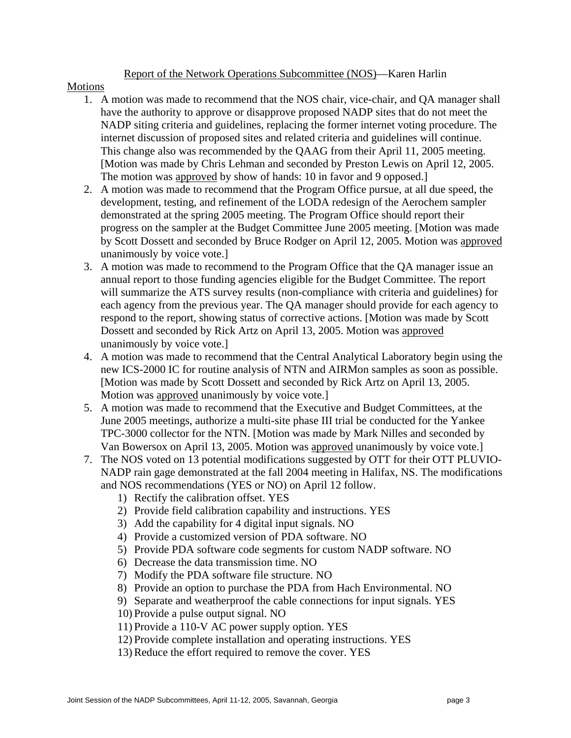## Report of the Network Operations Subcommittee (NOS)—Karen Harlin

Motions

1. A motion was made to recommend that the NOS chair, vice-chair, and QA manager shall have the authority to approve or disapprove proposed NADP sites that do not meet the NADP siting criteria and guidelines, replacing the former internet voting procedure. The internet discussion of proposed sites and related criteria and guidelines will continue. This change also was recommended by the QAAG from their April 11, 2005 meeting. [Motion was made by Chris Lehman and seconded by Preston Lewis on April 12, 2005. The motion was approved by show of hands: 10 in favor and 9 opposed.]
2. A motion was made to recommend that the Program Office pursue, at all due speed, the development, testing, and refinement of the LODA redesign of the Aerochem sampler demonstrated at the spring 2005 meeting. The Program Office should report their progress on the sampler at the Budget Committee June 2005 meeting. [Motion was made by Scott Dossett and seconded by Bruce Rodger on April 12, 2005. Motion was approved unanimously by voice vote.]
3. A motion was made to recommend to the Program Office that the QA manager issue an annual report to those funding agencies eligible for the Budget Committee. The report will summarize the ATS survey results (non-compliance with criteria and guidelines) for each agency from the previous year. The QA manager should provide for each agency to respond to the report, showing status of corrective actions. [Motion was made by Scott Dossett and seconded by Rick Artz on April 13, 2005. Motion was approved unanimously by voice vote.]
4. A motion was made to recommend that the Central Analytical Laboratory begin using the new ICS-2000 IC for routine analysis of NTN and AIRMon samples as soon as possible. [Motion was made by Scott Dossett and seconded by Rick Artz on April 13, 2005. Motion was approved unanimously by voice vote.]
5. A motion was made to recommend that the Executive and Budget Committees, at the June 2005 meetings, authorize a multi-site phase III trial be conducted for the Yankee TPC-3000 collector for the NTN. [Motion was made by Mark Nilles and seconded by Van Bowersox on April 13, 2005. Motion was approved unanimously by voice vote.]
7. The NOS voted on 13 potential modifications suggested by OTT for their OTT PLUVIO-NADP rain gage demonstrated at the fall 2004 meeting in Halifax, NS. The modifications and NOS recommendations (YES or NO) on April 12 follow.
   1) Rectify the calibration offset. YES
   2) Provide field calibration capability and instructions. YES
   3) Add the capability for 4 digital input signals. NO
   4) Provide a customized version of PDA software. NO
   5) Provide PDA software code segments for custom NADP software. NO
   6) Decrease the data transmission time. NO
   7) Modify the PDA software file structure. NO
   8) Provide an option to purchase the PDA from Hach Environmental. NO
   9) Separate and weatherproof the cable connections for input signals. YES
   10) Provide a pulse output signal. NO
   11) Provide a 110-V AC power supply option. YES
   12) Provide complete installation and operating instructions. YES
   13) Reduce the effort required to remove the cover. YES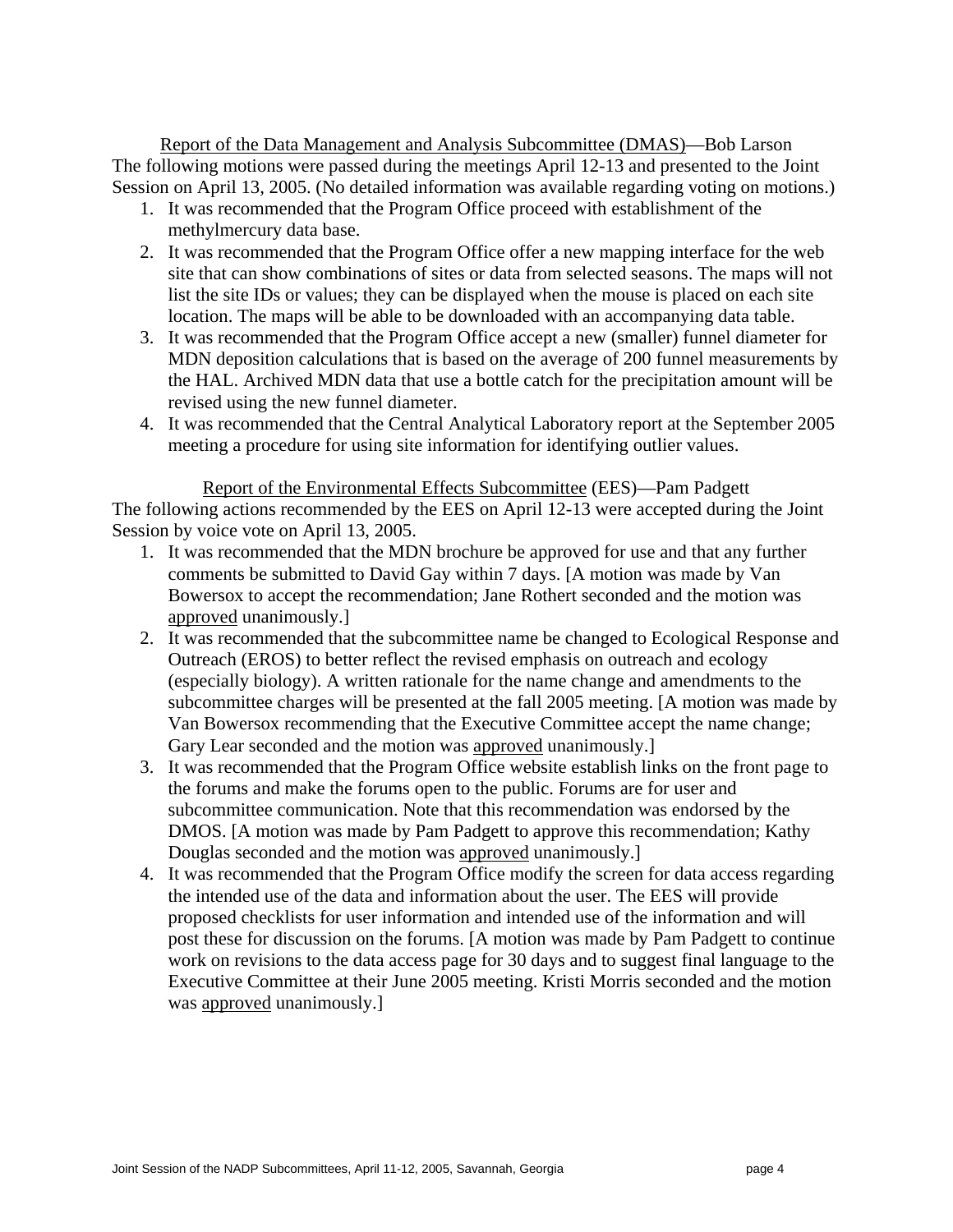Report of the Data Management and Analysis Subcommittee (DMAS)—Bob Larson

The following motions were passed during the meetings April 12-13 and presented to the Joint Session on April 13, 2005. (No detailed information was available regarding voting on motions.)

1. It was recommended that the Program Office proceed with establishment of the methylmercury data base.
2. It was recommended that the Program Office offer a new mapping interface for the web site that can show combinations of sites or data from selected seasons. The maps will not list the site IDs or values; they can be displayed when the mouse is placed on each site location. The maps will be able to be downloaded with an accompanying data table.
3. It was recommended that the Program Office accept a new (smaller) funnel diameter for MDN deposition calculations that is based on the average of 200 funnel measurements by the HAL. Archived MDN data that use a bottle catch for the precipitation amount will be revised using the new funnel diameter.
4. It was recommended that the Central Analytical Laboratory report at the September 2005 meeting a procedure for using site information for identifying outlier values.

Report of the Environmental Effects Subcommittee (EES)—Pam Padgett

The following actions recommended by the EES on April 12-13 were accepted during the Joint Session by voice vote on April 13, 2005.

1. It was recommended that the MDN brochure be approved for use and that any further comments be submitted to David Gay within 7 days. [A motion was made by Van Bowersox to accept the recommendation; Jane Rothert seconded and the motion was approved unanimously.]
2. It was recommended that the subcommittee name be changed to Ecological Response and Outreach (EROS) to better reflect the revised emphasis on outreach and ecology (especially biology). A written rationale for the name change and amendments to the subcommittee charges will be presented at the fall 2005 meeting. [A motion was made by Van Bowersox recommending that the Executive Committee accept the name change; Gary Lear seconded and the motion was approved unanimously.]
3. It was recommended that the Program Office website establish links on the front page to the forums and make the forums open to the public. Forums are for user and subcommittee communication. Note that this recommendation was endorsed by the DMOS. [A motion was made by Pam Padgett to approve this recommendation; Kathy Douglas seconded and the motion was approved unanimously.]
4. It was recommended that the Program Office modify the screen for data access regarding the intended use of the data and information about the user. The EES will provide proposed checklists for user information and intended use of the information and will post these for discussion on the forums. [A motion was made by Pam Padgett to continue work on revisions to the data access page for 30 days and to suggest final language to the Executive Committee at their June 2005 meeting. Kristi Morris seconded and the motion was approved unanimously.]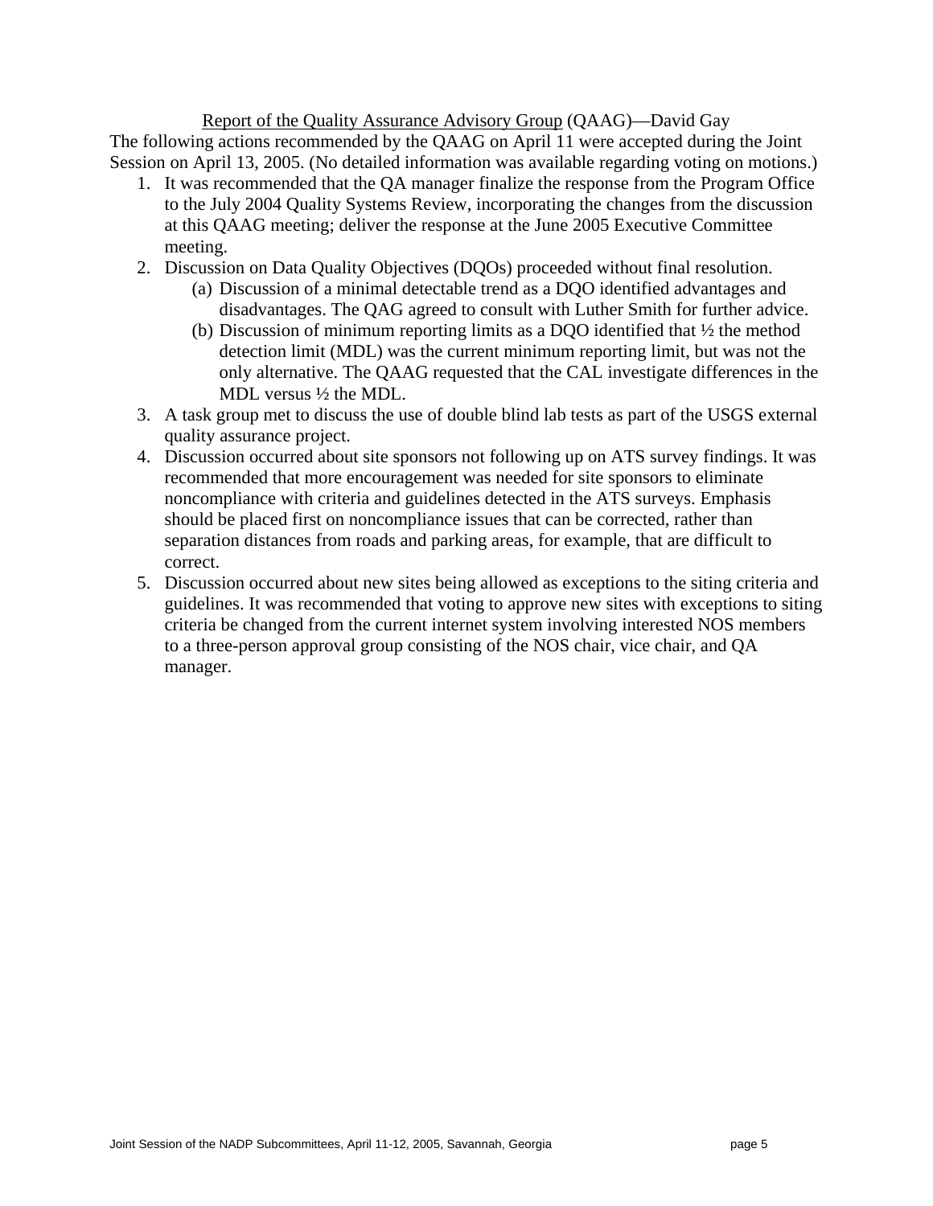<u>Report of the Quality Assurance Advisory Group</u> (QAAG)—David Gay

The following actions recommended by the QAAG on April 11 were accepted during the Joint Session on April 13, 2005. (No detailed information was available regarding voting on motions.)

1. It was recommended that the QA manager finalize the response from the Program Office to the July 2004 Quality Systems Review, incorporating the changes from the discussion at this QAAG meeting; deliver the response at the June 2005 Executive Committee meeting.
2. Discussion on Data Quality Objectives (DQOs) proceeded without final resolution.
   (a) Discussion of a minimal detectable trend as a DQO identified advantages and disadvantages. The QAG agreed to consult with Luther Smith for further advice.
   (b) Discussion of minimum reporting limits as a DQO identified that ½ the method detection limit (MDL) was the current minimum reporting limit, but was not the only alternative. The QAAG requested that the CAL investigate differences in the MDL versus ½ the MDL.
3. A task group met to discuss the use of double blind lab tests as part of the USGS external quality assurance project.
4. Discussion occurred about site sponsors not following up on ATS survey findings. It was recommended that more encouragement was needed for site sponsors to eliminate noncompliance with criteria and guidelines detected in the ATS surveys. Emphasis should be placed first on noncompliance issues that can be corrected, rather than separation distances from roads and parking areas, for example, that are difficult to correct.
5. Discussion occurred about new sites being allowed as exceptions to the siting criteria and guidelines. It was recommended that voting to approve new sites with exceptions to siting criteria be changed from the current internet system involving interested NOS members to a three-person approval group consisting of the NOS chair, vice chair, and QA manager.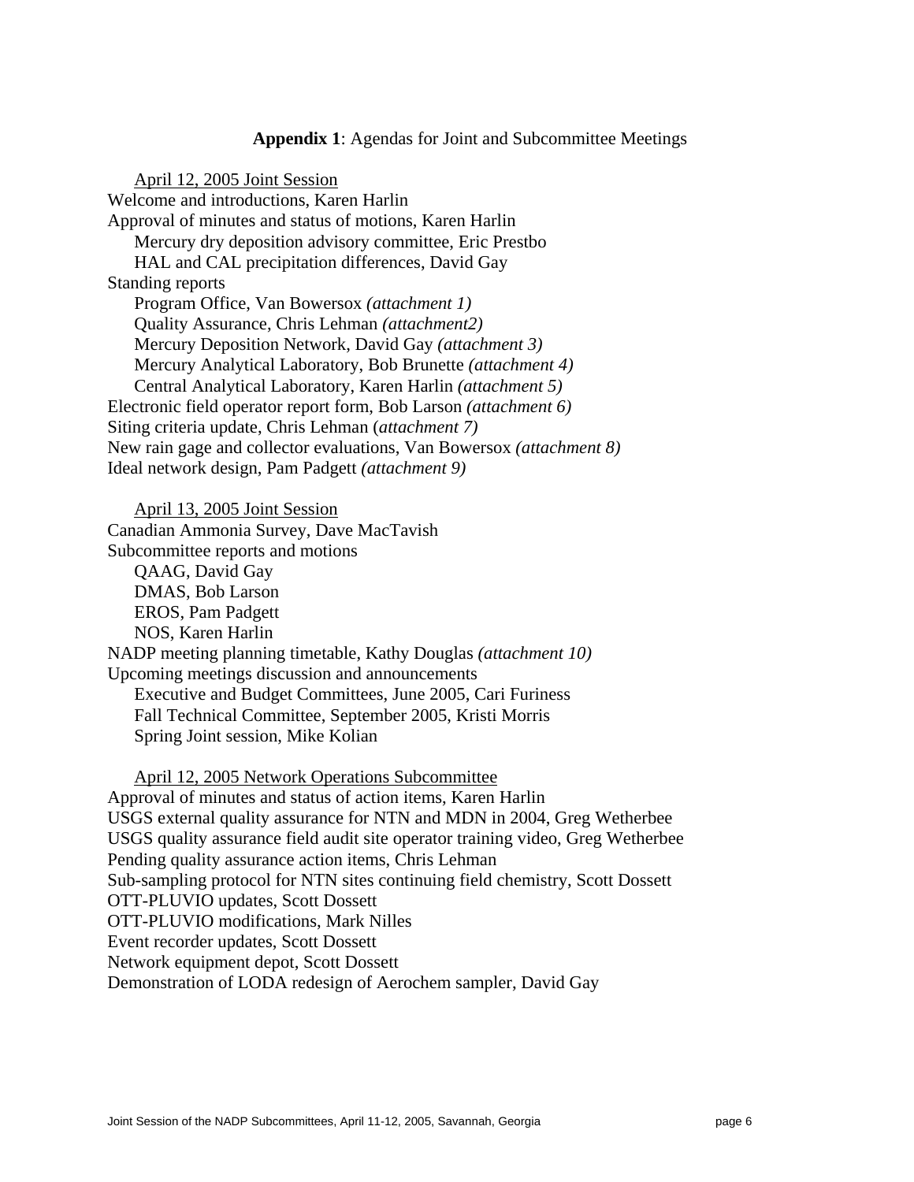**Appendix 1**: Agendas for Joint and Subcommittee Meetings

<u>April 12, 2005 Joint Session</u>

Welcome and introductions, Karen Harlin
Approval of minutes and status of motions, Karen Harlin
- Mercury dry deposition advisory committee, Eric Prestbo
- HAL and CAL precipitation differences, David Gay

Standing reports
- Program Office, Van Bowersox *(attachment 1)*
- Quality Assurance, Chris Lehman *(attachment2)*
- Mercury Deposition Network, David Gay *(attachment 3)*
- Mercury Analytical Laboratory, Bob Brunette *(attachment 4)*
- Central Analytical Laboratory, Karen Harlin *(attachment 5)*

Electronic field operator report form, Bob Larson *(attachment 6)*
Siting criteria update, Chris Lehman (*attachment 7)*
New rain gage and collector evaluations, Van Bowersox *(attachment 8)*
Ideal network design, Pam Padgett *(attachment 9)*

<u>April 13, 2005 Joint Session</u>

Canadian Ammonia Survey, Dave MacTavish
Subcommittee reports and motions
- QAAG, David Gay
- DMAS, Bob Larson
- EROS, Pam Padgett
- NOS, Karen Harlin

NADP meeting planning timetable, Kathy Douglas *(attachment 10)*
Upcoming meetings discussion and announcements
- Executive and Budget Committees, June 2005, Cari Furiness
- Fall Technical Committee, September 2005, Kristi Morris
- Spring Joint session, Mike Kolian

<u>April 12, 2005 Network Operations Subcommittee</u>

Approval of minutes and status of action items, Karen Harlin
USGS external quality assurance for NTN and MDN in 2004, Greg Wetherbee
USGS quality assurance field audit site operator training video, Greg Wetherbee
Pending quality assurance action items, Chris Lehman
Sub-sampling protocol for NTN sites continuing field chemistry, Scott Dossett
OTT-PLUVIO updates, Scott Dossett
OTT-PLUVIO modifications, Mark Nilles
Event recorder updates, Scott Dossett
Network equipment depot, Scott Dossett
Demonstration of LODA redesign of Aerochem sampler, David Gay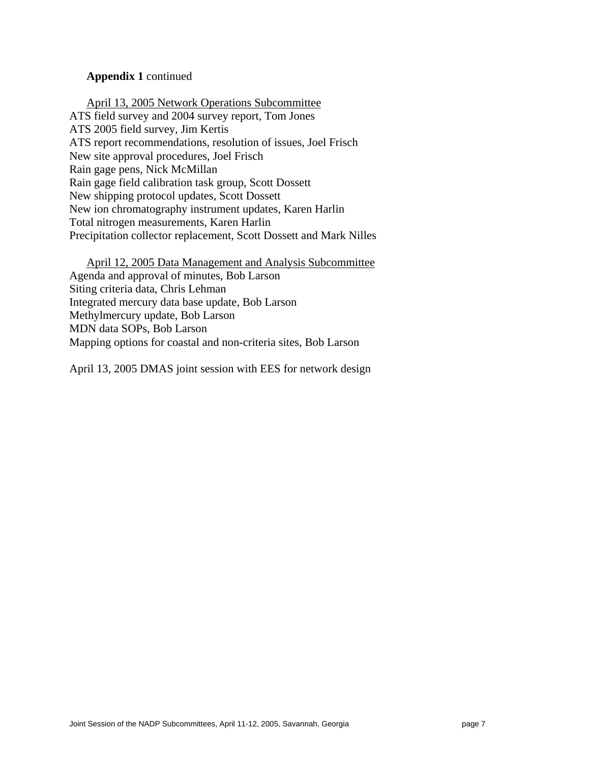**Appendix 1** continued

April 13, 2005 Network Operations Subcommittee

ATS field survey and 2004 survey report, Tom Jones
ATS 2005 field survey, Jim Kertis
ATS report recommendations, resolution of issues, Joel Frisch
New site approval procedures, Joel Frisch
Rain gage pens, Nick McMillan
Rain gage field calibration task group, Scott Dossett
New shipping protocol updates, Scott Dossett
New ion chromatography instrument updates, Karen Harlin
Total nitrogen measurements, Karen Harlin
Precipitation collector replacement, Scott Dossett and Mark Nilles

April 12, 2005 Data Management and Analysis Subcommittee

Agenda and approval of minutes, Bob Larson
Siting criteria data, Chris Lehman
Integrated mercury data base update, Bob Larson
Methylmercury update, Bob Larson
MDN data SOPs, Bob Larson
Mapping options for coastal and non-criteria sites, Bob Larson

April 13, 2005 DMAS joint session with EES for network design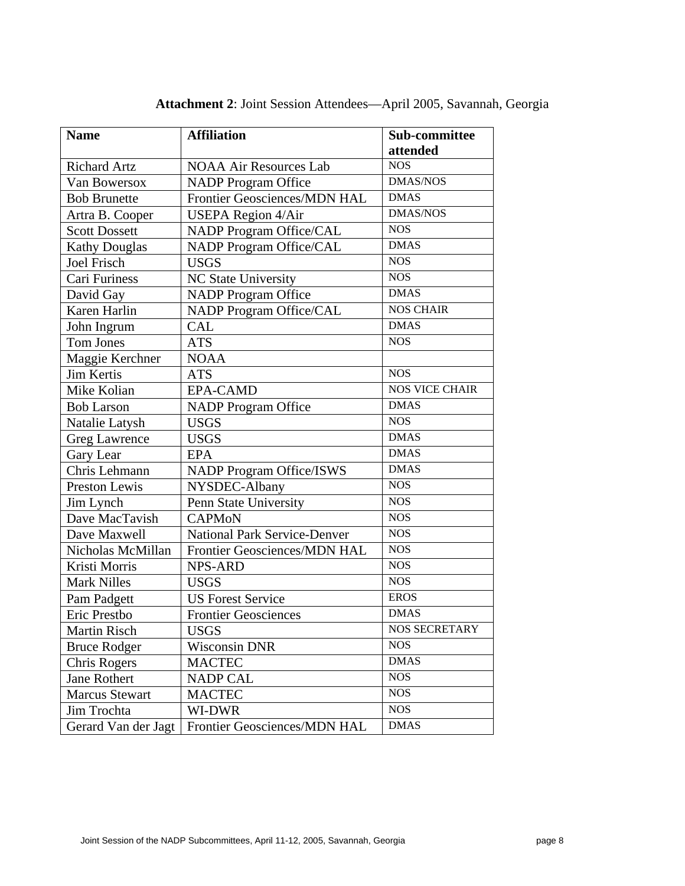**Attachment 2**: Joint Session Attendees—April 2005, Savannah, Georgia

| Name | Affiliation | Sub-committee attended |
|---|---|---|
| Richard Artz | NOAA Air Resources Lab | NOS |
| Van Bowersox | NADP Program Office | DMAS/NOS |
| Bob Brunette | Frontier Geosciences/MDN HAL | DMAS |
| Artra B. Cooper | USEPA Region 4/Air | DMAS/NOS |
| Scott Dossett | NADP Program Office/CAL | NOS |
| Kathy Douglas | NADP Program Office/CAL | DMAS |
| Joel Frisch | USGS | NOS |
| Cari Furiness | NC State University | NOS |
| David Gay | NADP Program Office | DMAS |
| Karen Harlin | NADP Program Office/CAL | NOS CHAIR |
| John Ingrum | CAL | DMAS |
| Tom Jones | ATS | NOS |
| Maggie Kerchner | NOAA | |
| Jim Kertis | ATS | NOS |
| Mike Kolian | EPA-CAMD | NOS VICE CHAIR |
| Bob Larson | NADP Program Office | DMAS |
| Natalie Latysh | USGS | NOS |
| Greg Lawrence | USGS | DMAS |
| Gary Lear | EPA | DMAS |
| Chris Lehmann | NADP Program Office/ISWS | DMAS |
| Preston Lewis | NYSDEC-Albany | NOS |
| Jim Lynch | Penn State University | NOS |
| Dave MacTavish | CAPMoN | NOS |
| Dave Maxwell | National Park Service-Denver | NOS |
| Nicholas McMillan | Frontier Geosciences/MDN HAL | NOS |
| Kristi Morris | NPS-ARD | NOS |
| Mark Nilles | USGS | NOS |
| Pam Padgett | US Forest Service | EROS |
| Eric Prestbo | Frontier Geosciences | DMAS |
| Martin Risch | USGS | NOS SECRETARY |
| Bruce Rodger | Wisconsin DNR | NOS |
| Chris Rogers | MACTEC | DMAS |
| Jane Rothert | NADP CAL | NOS |
| Marcus Stewart | MACTEC | NOS |
| Jim Trochta | WI-DWR | NOS |
| Gerard Van der Jagt | Frontier Geosciences/MDN HAL | DMAS |